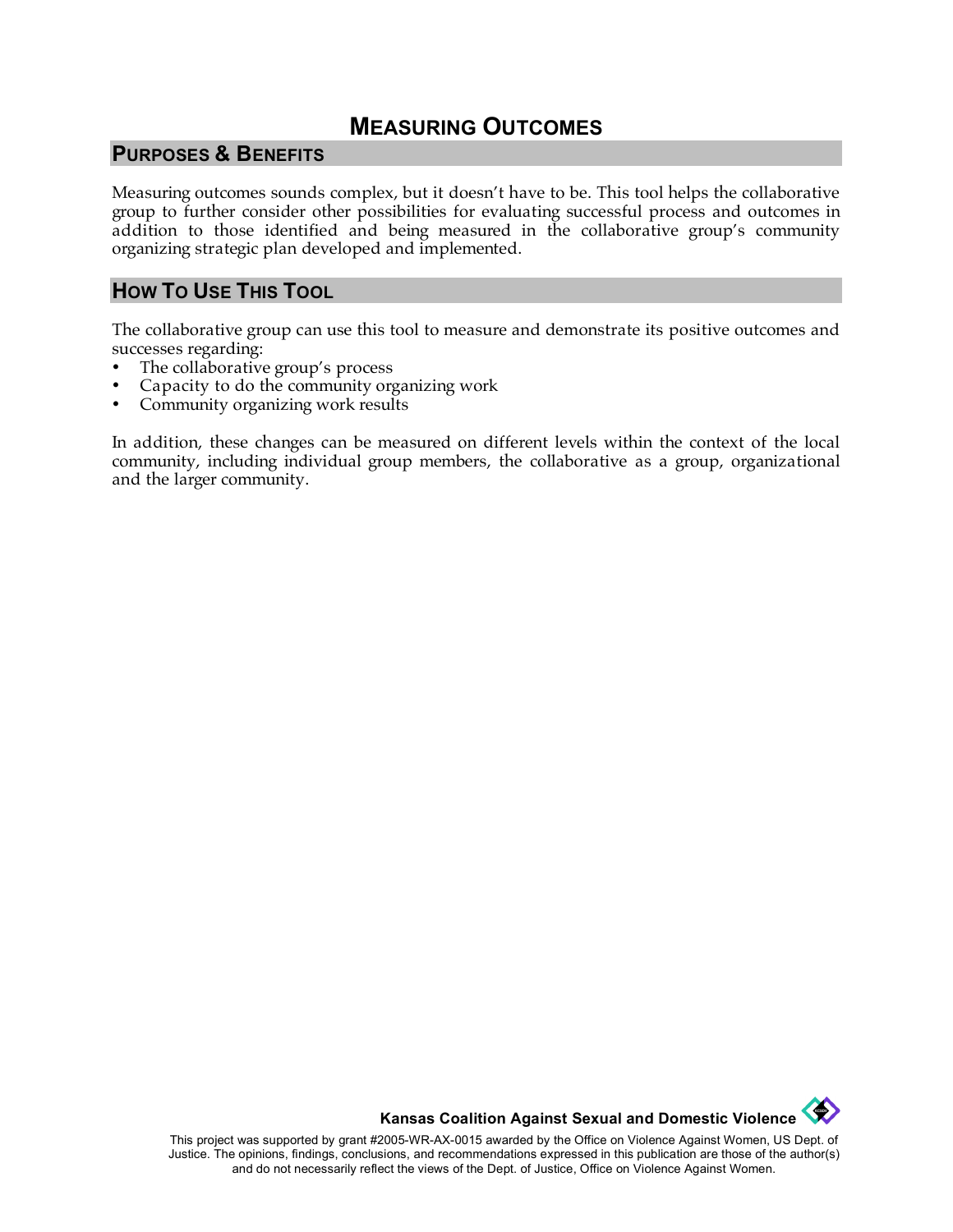# MEASURING OUTCOMES

## PURPOSES & BENEFITS

Measuring outcomes sounds complex, but it doesn't have to be. This tool helps the collaborative group to further consider other possibilities for evaluating successful process and outcomes in addition to those identified and being measured in the collaborative group's community organizing strategic plan developed and implemented.

## HOW TO USE THIS TOOL

The collaborative group can use this tool to measure and demonstrate its positive outcomes and successes regarding:

- The collaborative group's process
- Capacity to do the community organizing work
- Community organizing work results

In addition, these changes can be measured on different levels within the context of the local community, including individual group members, the collaborative as a group, organizational and the larger community.

**Kansas Coalition Against Sexual and Domestic Violence**

This project was supported by grant #2005-WR-AX-0015 awarded by the Office on Violence Against Women, US Dept. of Justice. The opinions, findings, conclusions, and recommendations expressed in this publication are those of the author(s) and do not necessarily reflect the views of the Dept. of Justice, Office on Violence Against Women.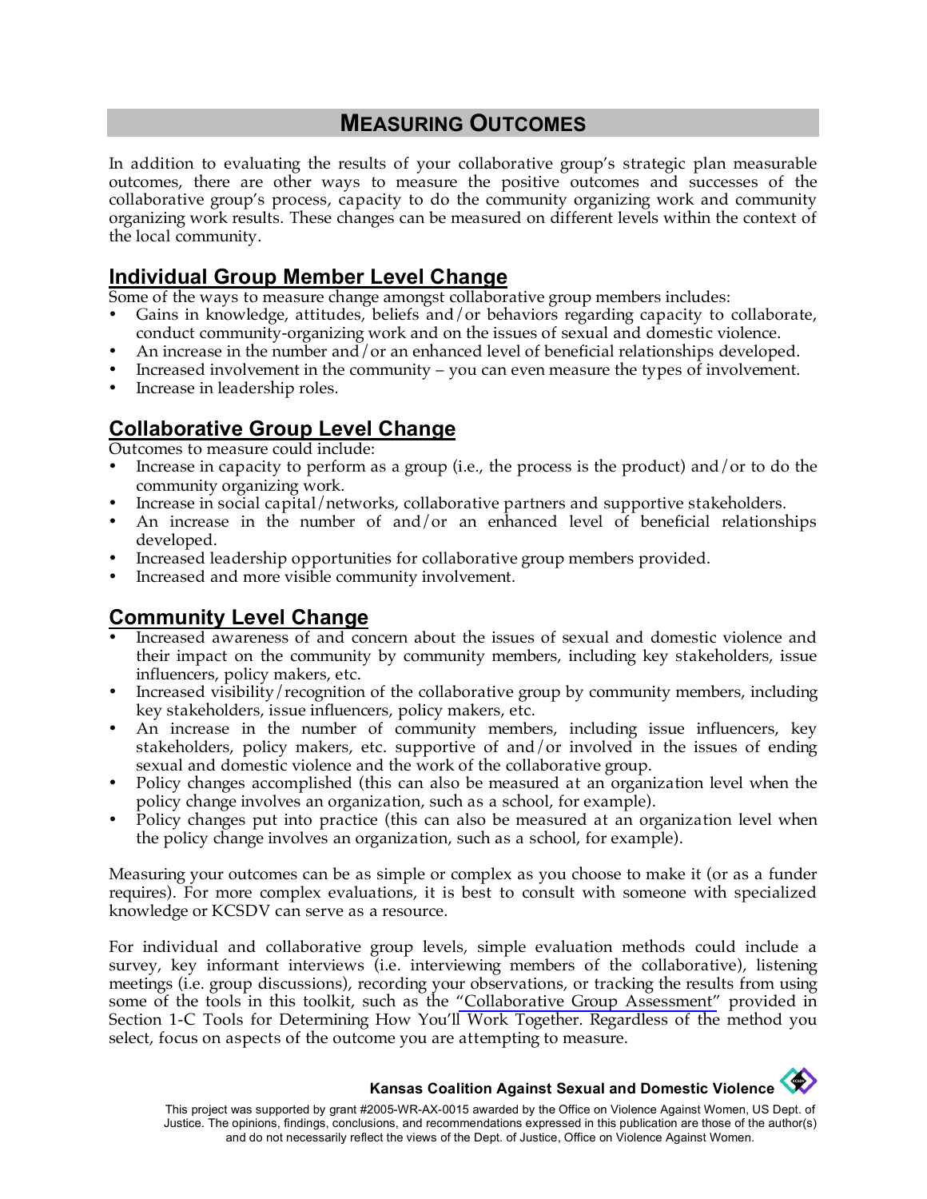# Measuring Outcomes

In addition to evaluating the results of your collaborative group's strategic plan measurable outcomes, there are other ways to measure the positive outcomes and successes of the collaborative group's process, capacity to do the community organizing work and community organizing work results. These changes can be measured on different levels within the context of the local community.

## Individual Group Member Level Change

Some of the ways to measure change amongst collaborative group members includes:

- Gains in knowledge, attitudes, beliefs and/or behaviors regarding capacity to collaborate, conduct community-organizing work and on the issues of sexual and domestic violence.
- An increase in the number and/or an enhanced level of beneficial relationships developed.
- Increased involvement in the community – you can even measure the types of involvement.
- Increase in leadership roles.

## Collaborative Group Level Change

Outcomes to measure could include:

- Increase in capacity to perform as a group (i.e., the process is the product) and/or to do the community organizing work.
- Increase in social capital/networks, collaborative partners and supportive stakeholders.
- An increase in the number of and/or an enhanced level of beneficial relationships developed.
- Increased leadership opportunities for collaborative group members provided.
- Increased and more visible community involvement.

## Community Level Change

- Increased awareness of and concern about the issues of sexual and domestic violence and their impact on the community by community members, including key stakeholders, issue influencers, policy makers, etc.
- Increased visibility/recognition of the collaborative group by community members, including key stakeholders, issue influencers, policy makers, etc.
- An increase in the number of community members, including issue influencers, key stakeholders, policy makers, etc. supportive of and/or involved in the issues of ending sexual and domestic violence and the work of the collaborative group.
- Policy changes accomplished (this can also be measured at an organization level when the policy change involves an organization, such as a school, for example).
- Policy changes put into practice (this can also be measured at an organization level when the policy change involves an organization, such as a school, for example).

Measuring your outcomes can be as simple or complex as you choose to make it (or as a funder requires). For more complex evaluations, it is best to consult with someone with specialized knowledge or KCSDV can serve as a resource.

For individual and collaborative group levels, simple evaluation methods could include a survey, key informant interviews (i.e. interviewing members of the collaborative), listening meetings (i.e. group discussions), recording your observations, or tracking the results from using some of the tools in this toolkit, such as the "Collaborative Group Assessment" provided in Section 1-C Tools for Determining How You'll Work Together. Regardless of the method you select, focus on aspects of the outcome you are attempting to measure.

**Kansas Coalition Against Sexual and Domestic Violence**

This project was supported by grant #2005-WR-AX-0015 awarded by the Office on Violence Against Women, US Dept. of Justice. The opinions, findings, conclusions, and recommendations expressed in this publication are those of the author(s) and do not necessarily reflect the views of the Dept. of Justice, Office on Violence Against Women.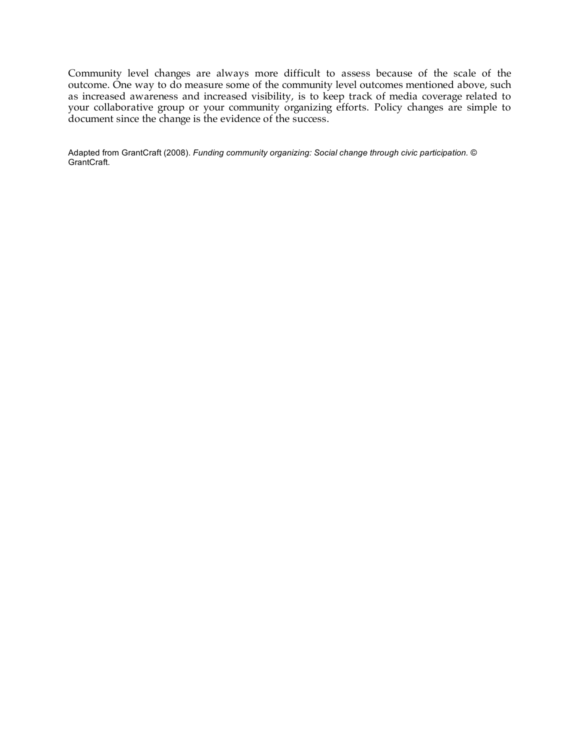Community level changes are always more difficult to assess because of the scale of the outcome. One way to do measure some of the community level outcomes mentioned above, such as increased awareness and increased visibility, is to keep track of media coverage related to your collaborative group or your community organizing efforts. Policy changes are simple to document since the change is the evidence of the success.

Adapted from GrantCraft (2008). *Funding community organizing: Social change through civic participation.* © GrantCraft.